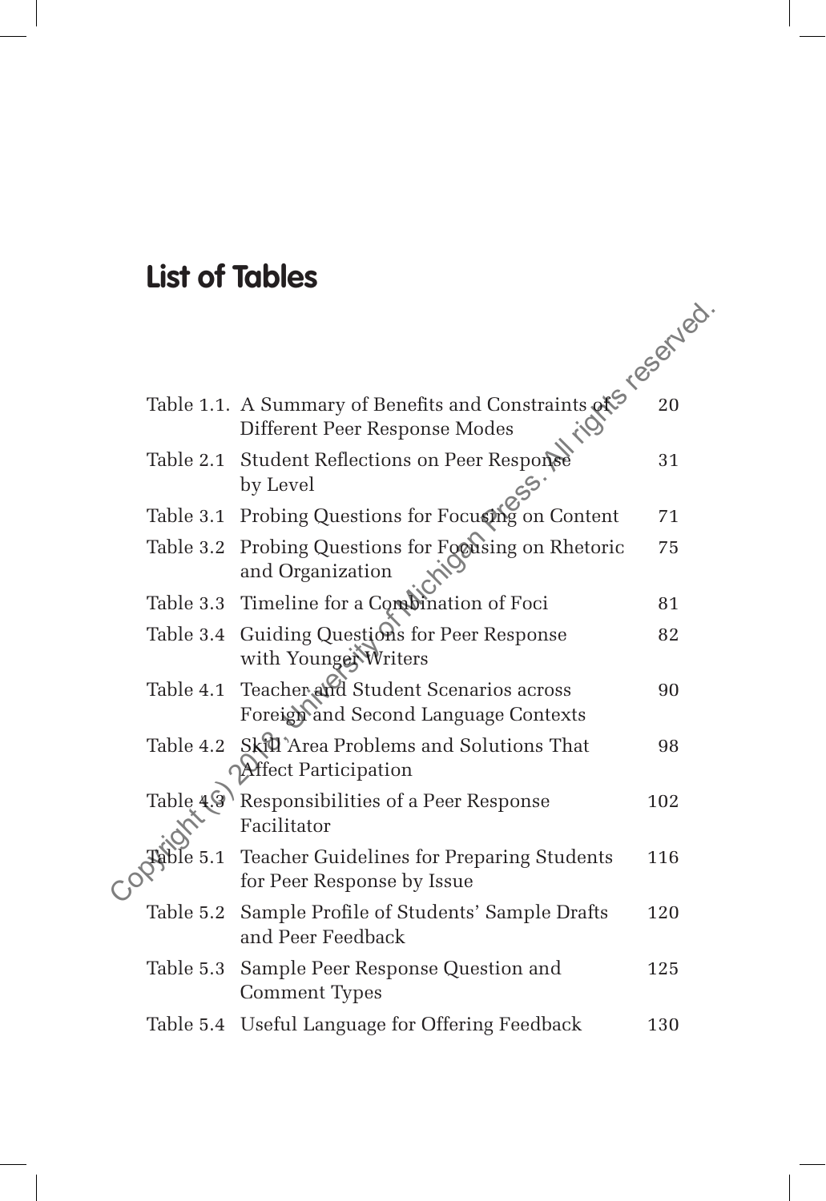# List of Tables

| | | |
|---|---|---|
| Table 1.1. | A Summary of Benefits and Constraints of Different Peer Response Modes | 20 |
| Table 2.1 | Student Reflections on Peer Response by Level | 31 |
| Table 3.1 | Probing Questions for Focusing on Content | 71 |
| Table 3.2 | Probing Questions for Focusing on Rhetoric and Organization | 75 |
| Table 3.3 | Timeline for a Combination of Foci | 81 |
| Table 3.4 | Guiding Questions for Peer Response with Younger Writers | 82 |
| Table 4.1 | Teacher and Student Scenarios across Foreign and Second Language Contexts | 90 |
| Table 4.2 | Skill Area Problems and Solutions That Affect Participation | 98 |
| Table 4.3 | Responsibilities of a Peer Response Facilitator | 102 |
| Table 5.1 | Teacher Guidelines for Preparing Students for Peer Response by Issue | 116 |
| Table 5.2 | Sample Profile of Students' Sample Drafts and Peer Feedback | 120 |
| Table 5.3 | Sample Peer Response Question and Comment Types | 125 |
| Table 5.4 | Useful Language for Offering Feedback | 130 |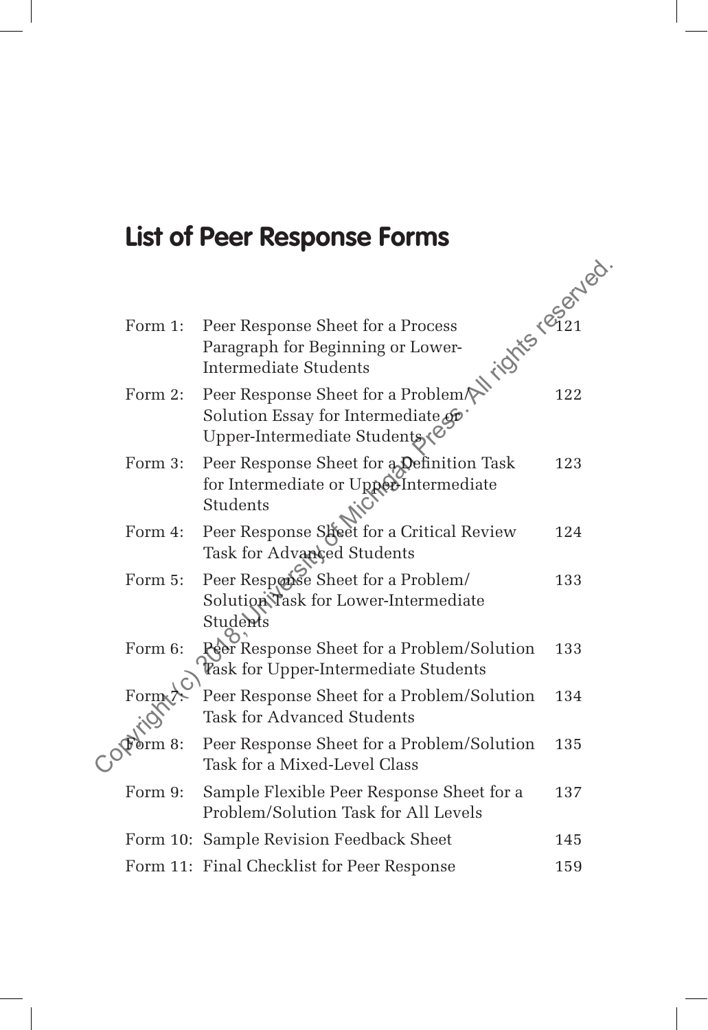# List of Peer Response Forms

| | | |
|---|---|---|
| Form 1: | Peer Response Sheet for a Process Paragraph for Beginning or Lower-Intermediate Students | 121 |
| Form 2: | Peer Response Sheet for a Problem/Solution Essay for Intermediate or Upper-Intermediate Students | 122 |
| Form 3: | Peer Response Sheet for a Definition Task for Intermediate or Upper-Intermediate Students | 123 |
| Form 4: | Peer Response Sheet for a Critical Review Task for Advanced Students | 124 |
| Form 5: | Peer Response Sheet for a Problem/Solution Task for Lower-Intermediate Students | 133 |
| Form 6: | Peer Response Sheet for a Problem/Solution Task for Upper-Intermediate Students | 133 |
| Form 7: | Peer Response Sheet for a Problem/Solution Task for Advanced Students | 134 |
| Form 8: | Peer Response Sheet for a Problem/Solution Task for a Mixed-Level Class | 135 |
| Form 9: | Sample Flexible Peer Response Sheet for a Problem/Solution Task for All Levels | 137 |
| Form 10: | Sample Revision Feedback Sheet | 145 |
| Form 11: | Final Checklist for Peer Response | 159 |